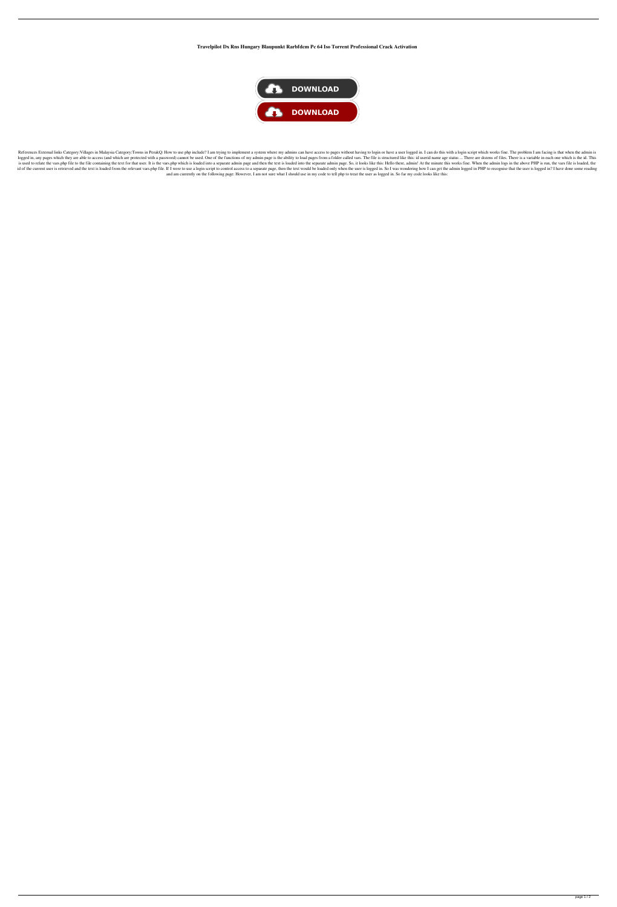**Travelpilot Dx Rns Hungary Blaupunkt Rarbfdcm Pc 64 Iso Torrent Professional Crack Activation**

DOWNLOAD

DOWNLOAD

References External links Category:Villages in Malaysia Category:Towns in PerakQ: How to use php include? I am trying to implement a system where my admins can have access to pages without having to login or have a user logged in. I can do this with a login script which works fine. The problem I am facing is that when the admin is logged in, any pages which they are able to access (and which are protected with a password) cannot be used. One of the functions of my admin page is the ability to load pages from a folder called vars. The file is structured like this: id userid name age status ... There are dozens of files. There is a variable in each one which is the id. This is used to relate the vars.php file to the file containing the text for that user. It is the vars.php which is loaded into a separate admin page and then the text is loaded into the separate admin page. So, it looks like this: Hello there, admin! At the minute this works fine. When the admin logs in the above PHP is run, the vars file is loaded, the id of the current user is retrieved and the text is loaded from the relevant vars.php file. If I were to use a login script to control access to a separate page, then the text would be loaded only when the user is logged in. So I was wondering how I can get the admin logged in PHP to recognise that the user is logged in? I have done some reading and am currently on the following page: However, I am not sure what I should use in my code to tell php to treat the user as logged in. So far my code looks like this: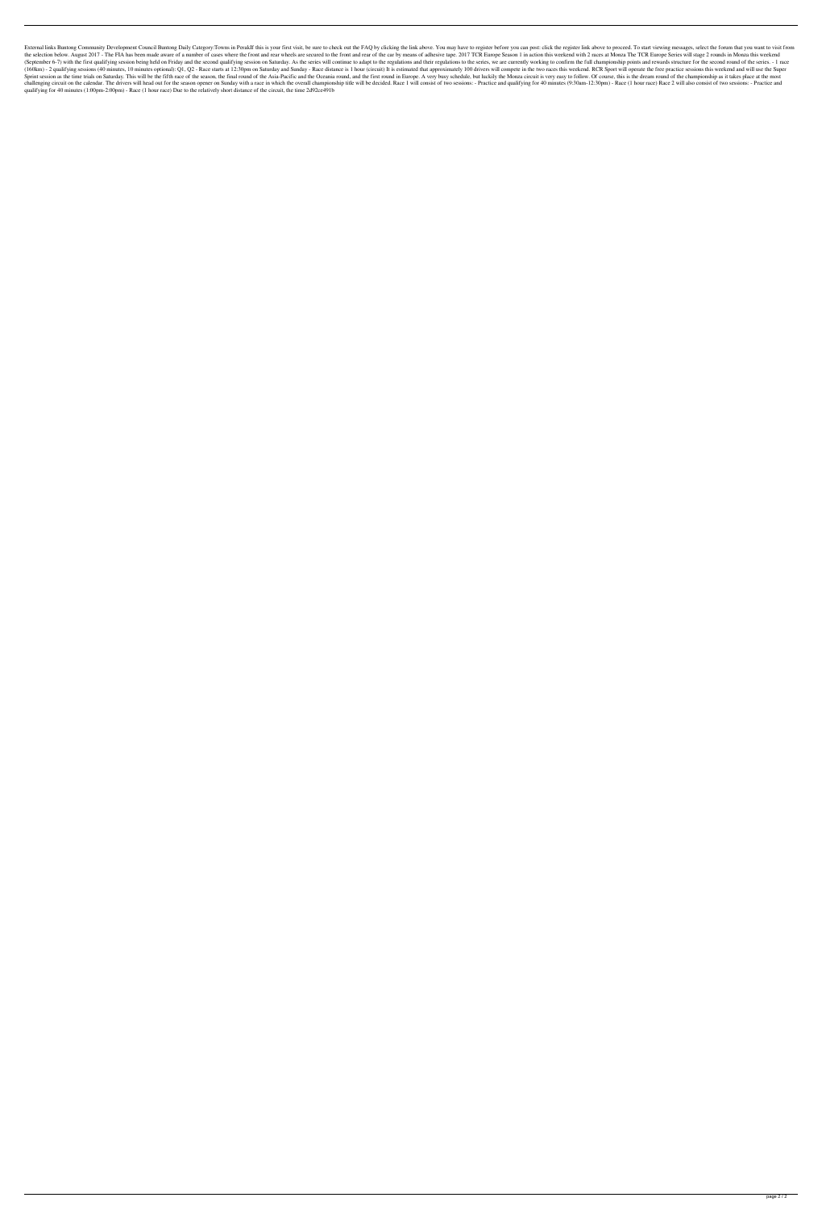External links Buntong Community Development Council Buntong Daily Category:Towns in PerakIf this is your first visit, be sure to check out the FAQ by clicking the link above. You may have to register before you can post: click the register link above to proceed. To start viewing messages, select the forum that you want to visit from the selection below. August 2017 - The FIA has been made aware of a number of cases where the front and rear wheels are secured to the front and rear of the car by means of adhesive tape. 2017 TCR Europe Season 1 in action this weekend with 2 races at Monza The TCR Europe Series will stage 2 rounds in Monza this weekend (September 6-7) with the first qualifying session being held on Friday and the second qualifying session on Saturday. As the series will continue to adapt to the regulations and their regulations to the series, we are currently working to confirm the full championship points and rewards structure for the second round of the series. - 1 race (160km) - 2 qualifying sessions (40 minutes, 10 minutes optional): Q1, Q2 - Race starts at 12:30pm on Saturday and Sunday - Race distance is 1 hour (circuit) It is estimated that approximately 100 drivers will compete in the two races this weekend. RCR Sport will operate the free practice sessions this weekend and will use the Super Sprint session as the time trials on Saturday. This will be the fifth race of the season, the final round of the Asia-Pacific and the Oceania round, and the first round in Europe. A very busy schedule, but luckily the Monza circuit is very easy to follow. Of course, this is the dream round of the championship as it takes place at the most challenging circuit on the calendar. The drivers will head out for the season opener on Sunday with a race in which the overall championship title will be decided. Race 1 will consist of two sessions: - Practice and qualifying for 40 minutes (9:30am-12:30pm) - Race (1 hour race) Race 2 will also consist of two sessions: - Practice and qualifying for 40 minutes (1:00pm-2:00pm) - Race (1 hour race) Due to the relatively short distance of the circuit, the time 2d92ce491b